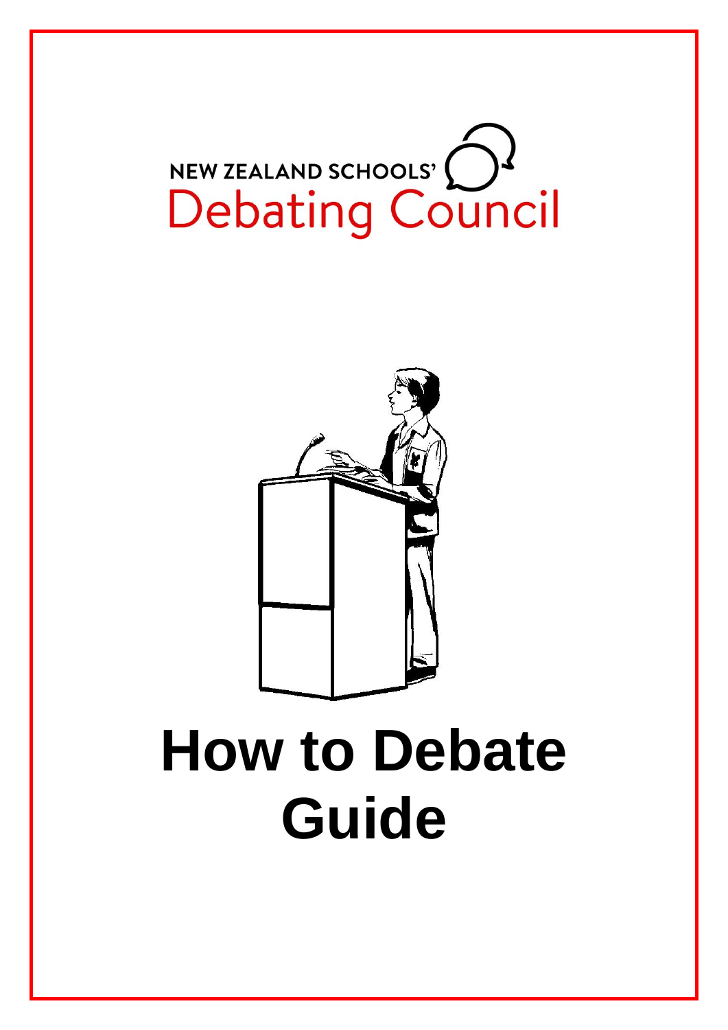NEW ZEALAND SCHOOLS'
Debating Council

# How to Debate Guide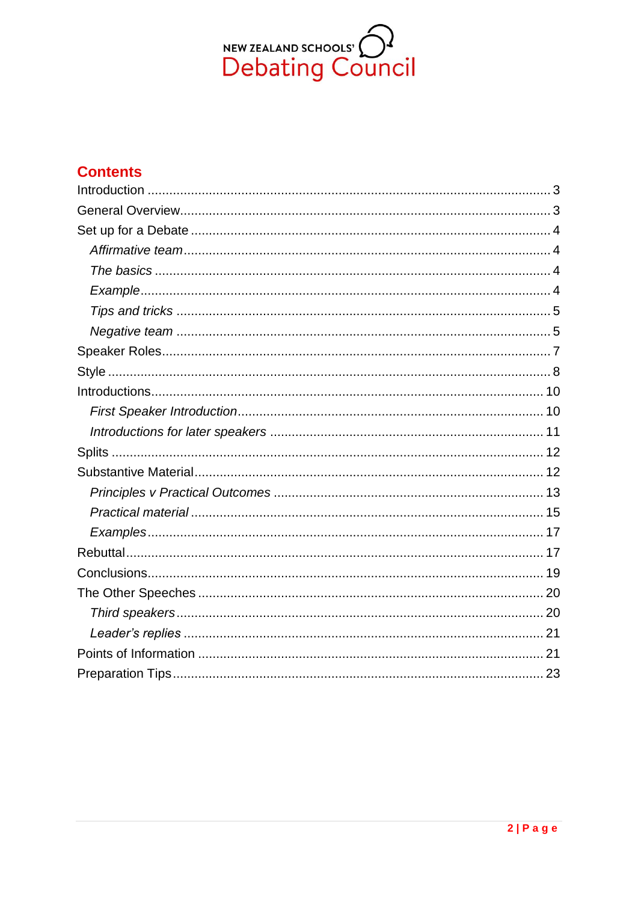NEW ZEALAND SCHOOLS'
Debating Council

## Contents

Introduction ........ 3
General Overview ........ 3
Set up for a Debate ........ 4
- *Affirmative team* ........ 4
- *The basics* ........ 4
- *Example* ........ 4
- *Tips and tricks* ........ 5
- *Negative team* ........ 5

Speaker Roles ........ 7
Style ........ 8
Introductions ........ 10
- *First Speaker Introduction* ........ 10
- *Introductions for later speakers* ........ 11

Splits ........ 12
Substantive Material ........ 12
- *Principles v Practical Outcomes* ........ 13
- *Practical material* ........ 15
- *Examples* ........ 17

Rebuttal ........ 17
Conclusions ........ 19
The Other Speeches ........ 20
- *Third speakers* ........ 20
- *Leader's replies* ........ 21

Points of Information ........ 21
Preparation Tips ........ 23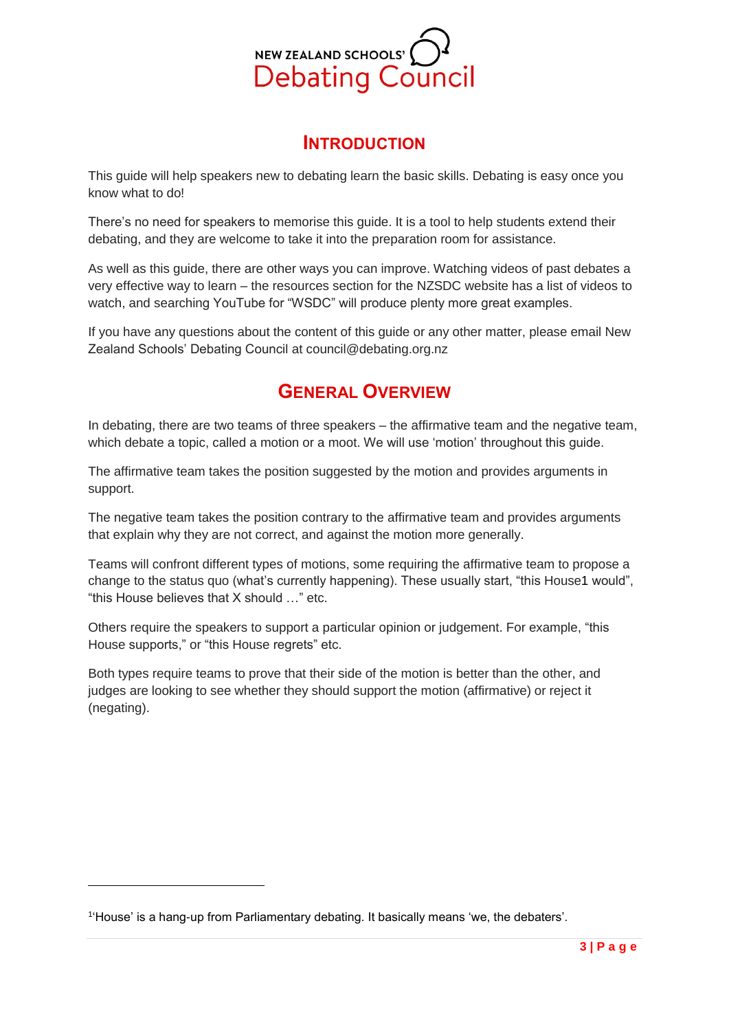## Introduction

This guide will help speakers new to debating learn the basic skills. Debating is easy once you know what to do!

There's no need for speakers to memorise this guide. It is a tool to help students extend their debating, and they are welcome to take it into the preparation room for assistance.

As well as this guide, there are other ways you can improve. Watching videos of past debates a very effective way to learn – the resources section for the NZSDC website has a list of videos to watch, and searching YouTube for "WSDC" will produce plenty more great examples.

If you have any questions about the content of this guide or any other matter, please email New Zealand Schools' Debating Council at council@debating.org.nz

## General Overview

In debating, there are two teams of three speakers – the affirmative team and the negative team, which debate a topic, called a motion or a moot. We will use 'motion' throughout this guide.

The affirmative team takes the position suggested by the motion and provides arguments in support.

The negative team takes the position contrary to the affirmative team and provides arguments that explain why they are not correct, and against the motion more generally.

Teams will confront different types of motions, some requiring the affirmative team to propose a change to the status quo (what's currently happening). These usually start, "this House[1] would", "this House believes that X should …" etc.

Others require the speakers to support a particular opinion or judgement. For example, "this House supports," or "this House regrets" etc.

Both types require teams to prove that their side of the motion is better than the other, and judges are looking to see whether they should support the motion (affirmative) or reject it (negating).

---

[1] 'House' is a hang-up from Parliamentary debating. It basically means 'we, the debaters'.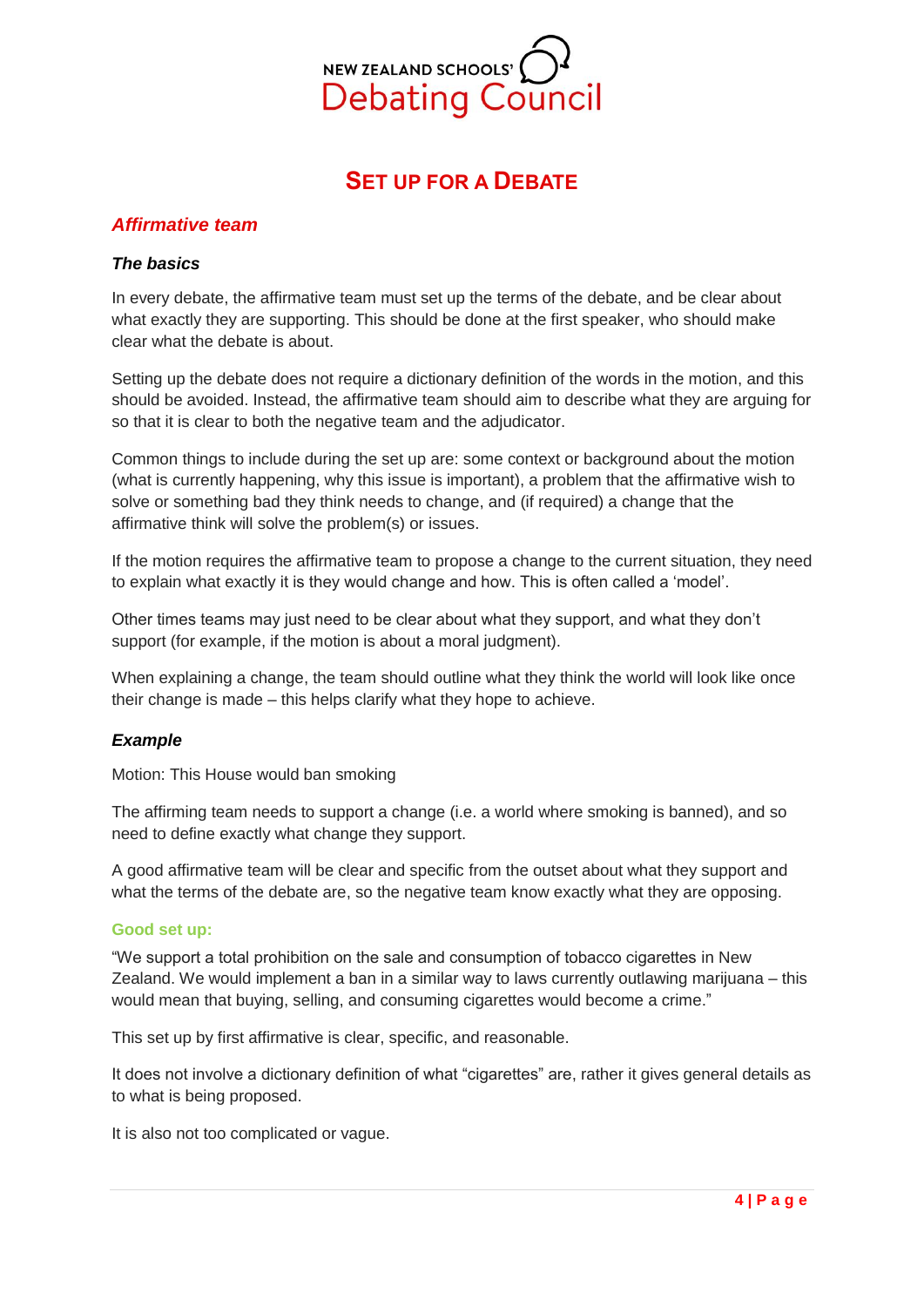# SET UP FOR A DEBATE

## *Affirmative team*

### *The basics*

In every debate, the affirmative team must set up the terms of the debate, and be clear about what exactly they are supporting. This should be done at the first speaker, who should make clear what the debate is about.

Setting up the debate does not require a dictionary definition of the words in the motion, and this should be avoided. Instead, the affirmative team should aim to describe what they are arguing for so that it is clear to both the negative team and the adjudicator.

Common things to include during the set up are: some context or background about the motion (what is currently happening, why this issue is important), a problem that the affirmative wish to solve or something bad they think needs to change, and (if required) a change that the affirmative think will solve the problem(s) or issues.

If the motion requires the affirmative team to propose a change to the current situation, they need to explain what exactly it is they would change and how. This is often called a 'model'.

Other times teams may just need to be clear about what they support, and what they don't support (for example, if the motion is about a moral judgment).

When explaining a change, the team should outline what they think the world will look like once their change is made – this helps clarify what they hope to achieve.

### *Example*

Motion: This House would ban smoking

The affirming team needs to support a change (i.e. a world where smoking is banned), and so need to define exactly what change they support.

A good affirmative team will be clear and specific from the outset about what they support and what the terms of the debate are, so the negative team know exactly what they are opposing.

**Good set up:**

"We support a total prohibition on the sale and consumption of tobacco cigarettes in New Zealand. We would implement a ban in a similar way to laws currently outlawing marijuana – this would mean that buying, selling, and consuming cigarettes would become a crime."

This set up by first affirmative is clear, specific, and reasonable.

It does not involve a dictionary definition of what "cigarettes" are, rather it gives general details as to what is being proposed.

It is also not too complicated or vague.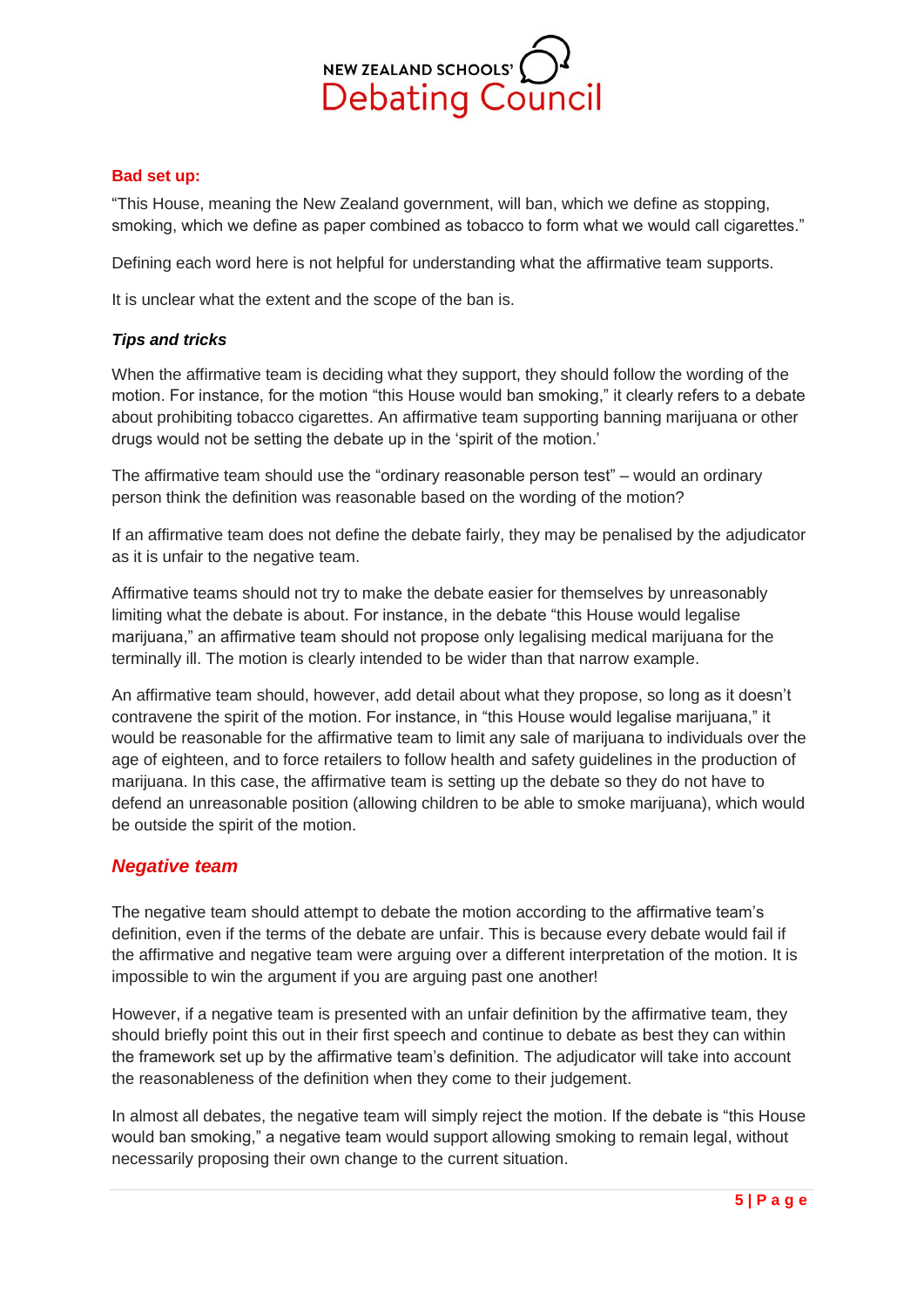**Bad set up:**

"This House, meaning the New Zealand government, will ban, which we define as stopping, smoking, which we define as paper combined as tobacco to form what we would call cigarettes."

Defining each word here is not helpful for understanding what the affirmative team supports.

It is unclear what the extent and the scope of the ban is.

***Tips and tricks***

When the affirmative team is deciding what they support, they should follow the wording of the motion. For instance, for the motion "this House would ban smoking," it clearly refers to a debate about prohibiting tobacco cigarettes. An affirmative team supporting banning marijuana or other drugs would not be setting the debate up in the 'spirit of the motion.'

The affirmative team should use the "ordinary reasonable person test" – would an ordinary person think the definition was reasonable based on the wording of the motion?

If an affirmative team does not define the debate fairly, they may be penalised by the adjudicator as it is unfair to the negative team.

Affirmative teams should not try to make the debate easier for themselves by unreasonably limiting what the debate is about. For instance, in the debate "this House would legalise marijuana," an affirmative team should not propose only legalising medical marijuana for the terminally ill. The motion is clearly intended to be wider than that narrow example.

An affirmative team should, however, add detail about what they propose, so long as it doesn't contravene the spirit of the motion. For instance, in "this House would legalise marijuana," it would be reasonable for the affirmative team to limit any sale of marijuana to individuals over the age of eighteen, and to force retailers to follow health and safety guidelines in the production of marijuana. In this case, the affirmative team is setting up the debate so they do not have to defend an unreasonable position (allowing children to be able to smoke marijuana), which would be outside the spirit of the motion.

## *Negative team*

The negative team should attempt to debate the motion according to the affirmative team's definition, even if the terms of the debate are unfair. This is because every debate would fail if the affirmative and negative team were arguing over a different interpretation of the motion. It is impossible to win the argument if you are arguing past one another!

However, if a negative team is presented with an unfair definition by the affirmative team, they should briefly point this out in their first speech and continue to debate as best they can within the framework set up by the affirmative team's definition. The adjudicator will take into account the reasonableness of the definition when they come to their judgement.

In almost all debates, the negative team will simply reject the motion. If the debate is "this House would ban smoking," a negative team would support allowing smoking to remain legal, without necessarily proposing their own change to the current situation.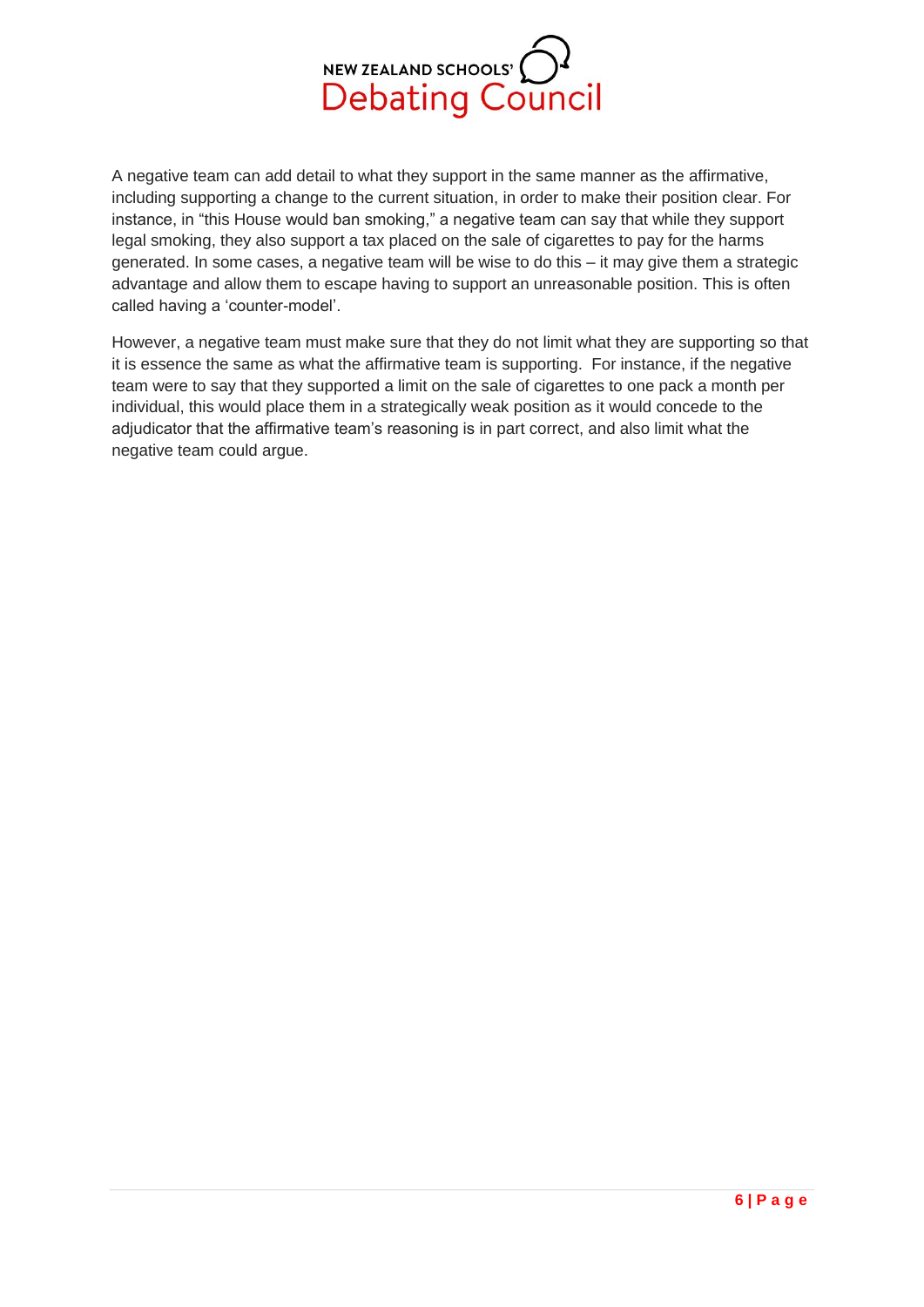A negative team can add detail to what they support in the same manner as the affirmative, including supporting a change to the current situation, in order to make their position clear. For instance, in “this House would ban smoking,” a negative team can say that while they support legal smoking, they also support a tax placed on the sale of cigarettes to pay for the harms generated. In some cases, a negative team will be wise to do this – it may give them a strategic advantage and allow them to escape having to support an unreasonable position. This is often called having a ‘counter-model’.

However, a negative team must make sure that they do not limit what they are supporting so that it is essence the same as what the affirmative team is supporting. For instance, if the negative team were to say that they supported a limit on the sale of cigarettes to one pack a month per individual, this would place them in a strategically weak position as it would concede to the adjudicator that the affirmative team’s reasoning is in part correct, and also limit what the negative team could argue.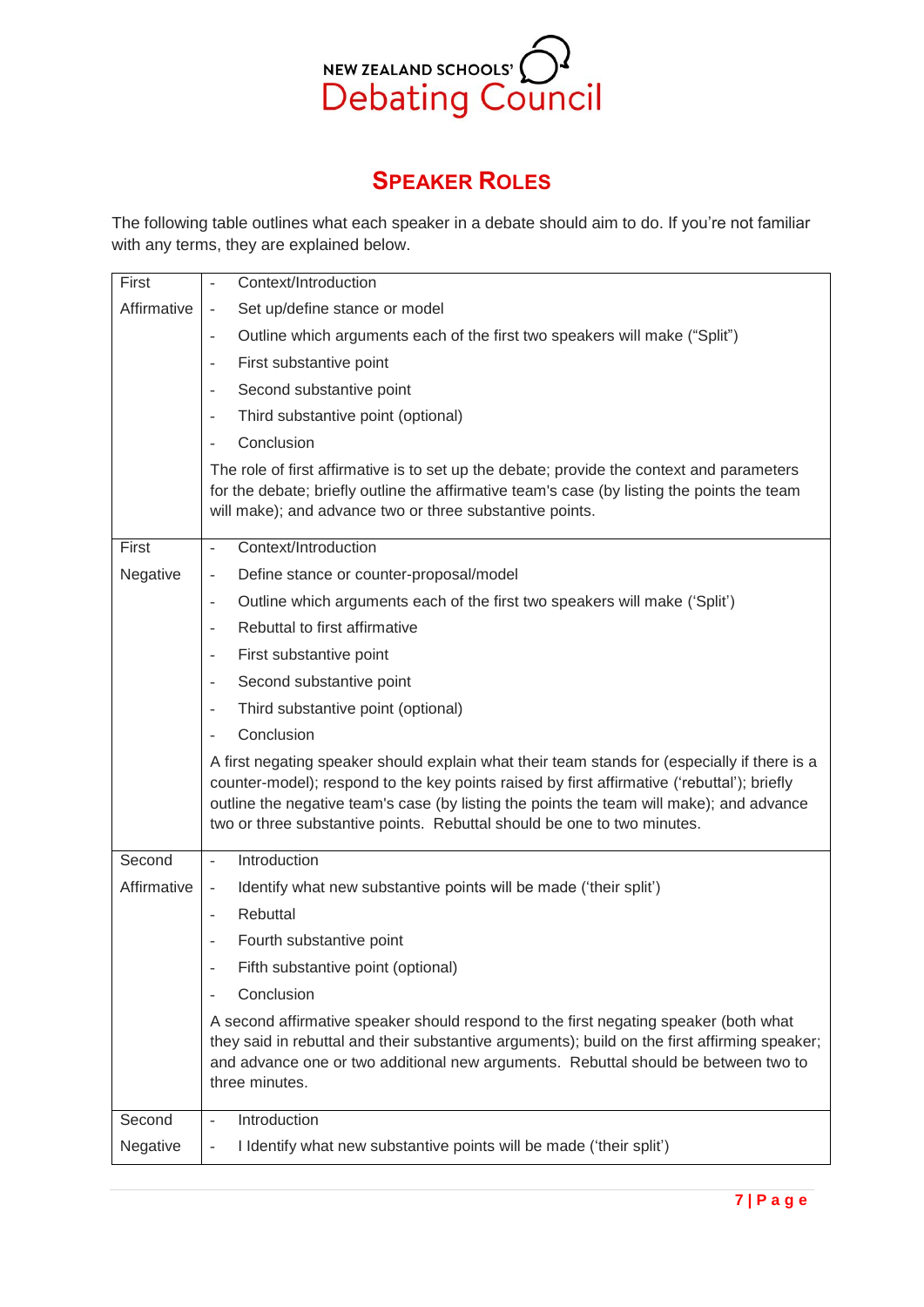# SPEAKER ROLES

The following table outlines what each speaker in a debate should aim to do. If you're not familiar with any terms, they are explained below.

| Speaker | Role |
|---|---|
| First Affirmative | - Context/Introduction<br>- Set up/define stance or model<br>- Outline which arguments each of the first two speakers will make ("Split")<br>- First substantive point<br>- Second substantive point<br>- Third substantive point (optional)<br>- Conclusion<br><br>The role of first affirmative is to set up the debate; provide the context and parameters for the debate; briefly outline the affirmative team's case (by listing the points the team will make); and advance two or three substantive points. |
| First Negative | - Context/Introduction<br>- Define stance or counter-proposal/model<br>- Outline which arguments each of the first two speakers will make ('Split')<br>- Rebuttal to first affirmative<br>- First substantive point<br>- Second substantive point<br>- Third substantive point (optional)<br>- Conclusion<br><br>A first negating speaker should explain what their team stands for (especially if there is a counter-model); respond to the key points raised by first affirmative ('rebuttal'); briefly outline the negative team's case (by listing the points the team will make); and advance two or three substantive points. Rebuttal should be one to two minutes. |
| Second Affirmative | - Introduction<br>- Identify what new substantive points will be made ('their split')<br>- Rebuttal<br>- Fourth substantive point<br>- Fifth substantive point (optional)<br>- Conclusion<br><br>A second affirmative speaker should respond to the first negating speaker (both what they said in rebuttal and their substantive arguments); build on the first affirming speaker; and advance one or two additional new arguments. Rebuttal should be between two to three minutes. |
| Second Negative | - Introduction<br>- I Identify what new substantive points will be made ('their split') |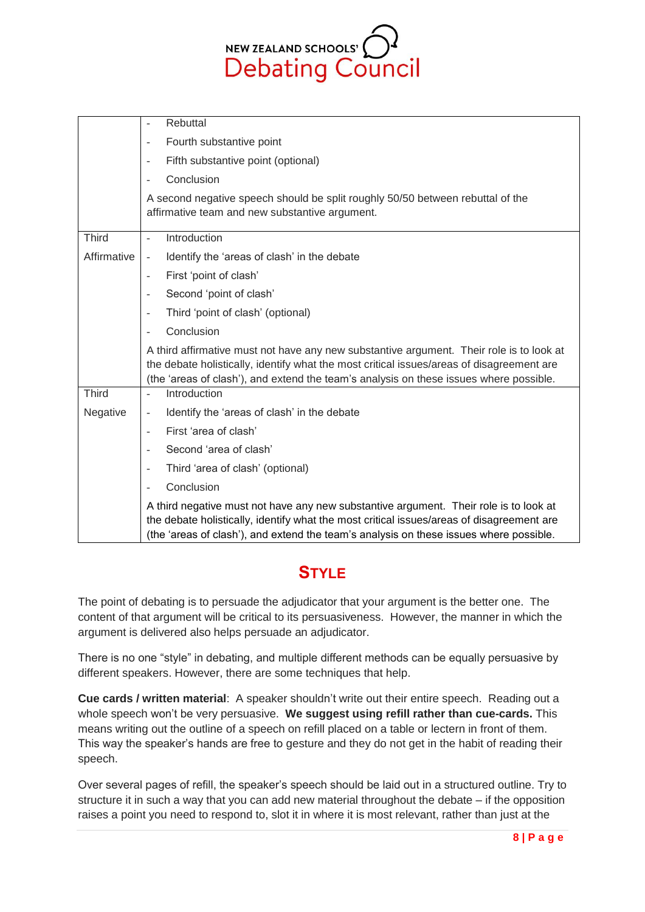| | |
|---|---|
| | - Rebuttal<br>- Fourth substantive point<br>- Fifth substantive point (optional)<br>- Conclusion<br><br>A second negative speech should be split roughly 50/50 between rebuttal of the affirmative team and new substantive argument. |
| Third Affirmative | - Introduction<br>- Identify the 'areas of clash' in the debate<br>- First 'point of clash'<br>- Second 'point of clash'<br>- Third 'point of clash' (optional)<br>- Conclusion<br><br>A third affirmative must not have any new substantive argument. Their role is to look at the debate holistically, identify what the most critical issues/areas of disagreement are (the 'areas of clash'), and extend the team's analysis on these issues where possible. |
| Third Negative | - Introduction<br>- Identify the 'areas of clash' in the debate<br>- First 'area of clash'<br>- Second 'area of clash'<br>- Third 'area of clash' (optional)<br>- Conclusion<br><br>A third negative must not have any new substantive argument. Their role is to look at the debate holistically, identify what the most critical issues/areas of disagreement are (the 'areas of clash'), and extend the team's analysis on these issues where possible. |

## STYLE

The point of debating is to persuade the adjudicator that your argument is the better one. The content of that argument will be critical to its persuasiveness. However, the manner in which the argument is delivered also helps persuade an adjudicator.

There is no one "style" in debating, and multiple different methods can be equally persuasive by different speakers. However, there are some techniques that help.

**Cue cards / written material**: A speaker shouldn't write out their entire speech. Reading out a whole speech won't be very persuasive. **We suggest using refill rather than cue-cards.** This means writing out the outline of a speech on refill placed on a table or lectern in front of them. This way the speaker's hands are free to gesture and they do not get in the habit of reading their speech.

Over several pages of refill, the speaker's speech should be laid out in a structured outline. Try to structure it in such a way that you can add new material throughout the debate – if the opposition raises a point you need to respond to, slot it in where it is most relevant, rather than just at the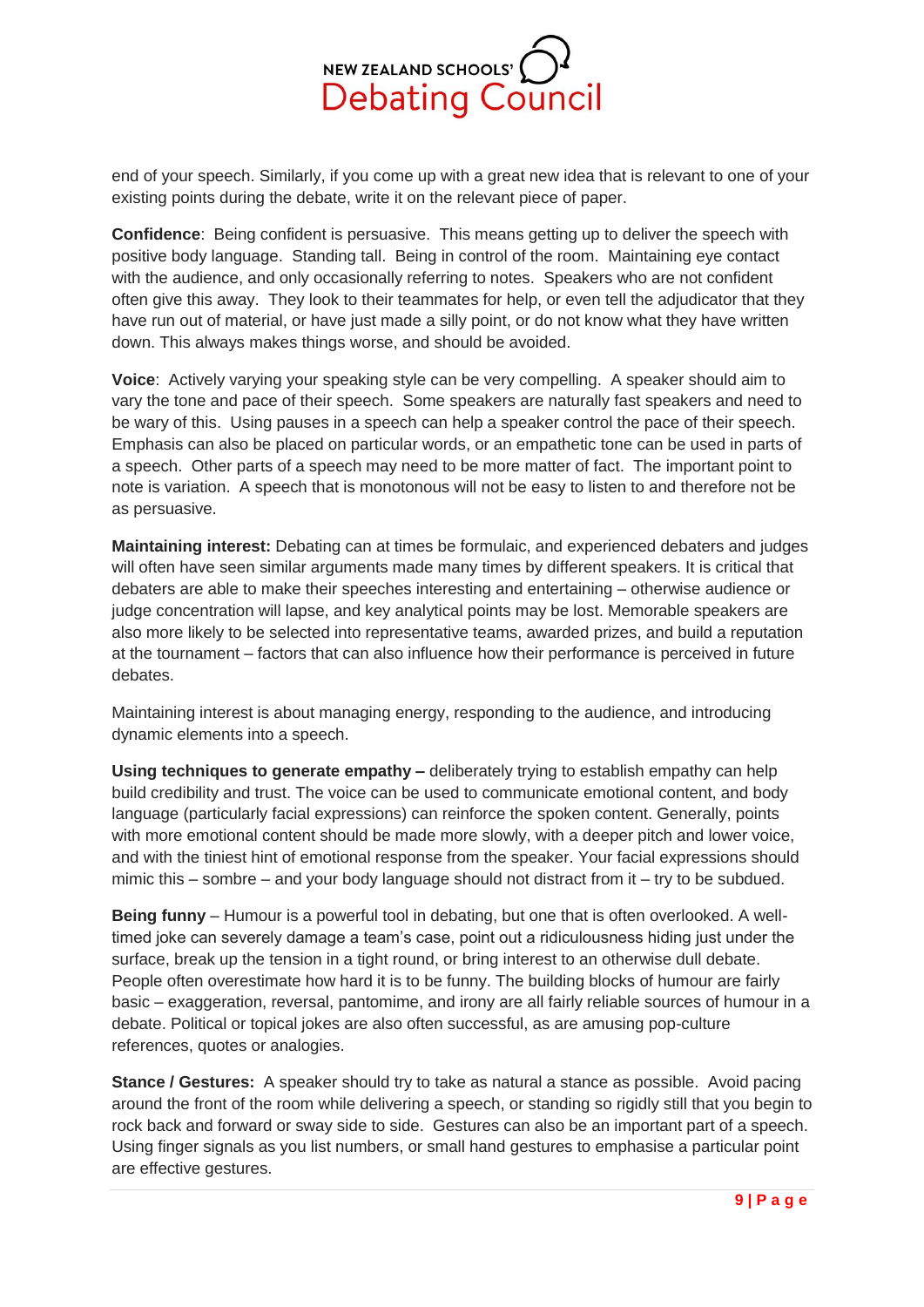end of your speech. Similarly, if you come up with a great new idea that is relevant to one of your existing points during the debate, write it on the relevant piece of paper.

**Confidence**: Being confident is persuasive. This means getting up to deliver the speech with positive body language. Standing tall. Being in control of the room. Maintaining eye contact with the audience, and only occasionally referring to notes. Speakers who are not confident often give this away. They look to their teammates for help, or even tell the adjudicator that they have run out of material, or have just made a silly point, or do not know what they have written down. This always makes things worse, and should be avoided.

**Voice**: Actively varying your speaking style can be very compelling. A speaker should aim to vary the tone and pace of their speech. Some speakers are naturally fast speakers and need to be wary of this. Using pauses in a speech can help a speaker control the pace of their speech. Emphasis can also be placed on particular words, or an empathetic tone can be used in parts of a speech. Other parts of a speech may need to be more matter of fact. The important point to note is variation. A speech that is monotonous will not be easy to listen to and therefore not be as persuasive.

**Maintaining interest:** Debating can at times be formulaic, and experienced debaters and judges will often have seen similar arguments made many times by different speakers. It is critical that debaters are able to make their speeches interesting and entertaining – otherwise audience or judge concentration will lapse, and key analytical points may be lost. Memorable speakers are also more likely to be selected into representative teams, awarded prizes, and build a reputation at the tournament – factors that can also influence how their performance is perceived in future debates.

Maintaining interest is about managing energy, responding to the audience, and introducing dynamic elements into a speech.

**Using techniques to generate empathy –** deliberately trying to establish empathy can help build credibility and trust. The voice can be used to communicate emotional content, and body language (particularly facial expressions) can reinforce the spoken content. Generally, points with more emotional content should be made more slowly, with a deeper pitch and lower voice, and with the tiniest hint of emotional response from the speaker. Your facial expressions should mimic this – sombre – and your body language should not distract from it – try to be subdued.

**Being funny** – Humour is a powerful tool in debating, but one that is often overlooked. A well-timed joke can severely damage a team's case, point out a ridiculousness hiding just under the surface, break up the tension in a tight round, or bring interest to an otherwise dull debate. People often overestimate how hard it is to be funny. The building blocks of humour are fairly basic – exaggeration, reversal, pantomime, and irony are all fairly reliable sources of humour in a debate. Political or topical jokes are also often successful, as are amusing pop-culture references, quotes or analogies.

**Stance / Gestures:** A speaker should try to take as natural a stance as possible. Avoid pacing around the front of the room while delivering a speech, or standing so rigidly still that you begin to rock back and forward or sway side to side. Gestures can also be an important part of a speech. Using finger signals as you list numbers, or small hand gestures to emphasise a particular point are effective gestures.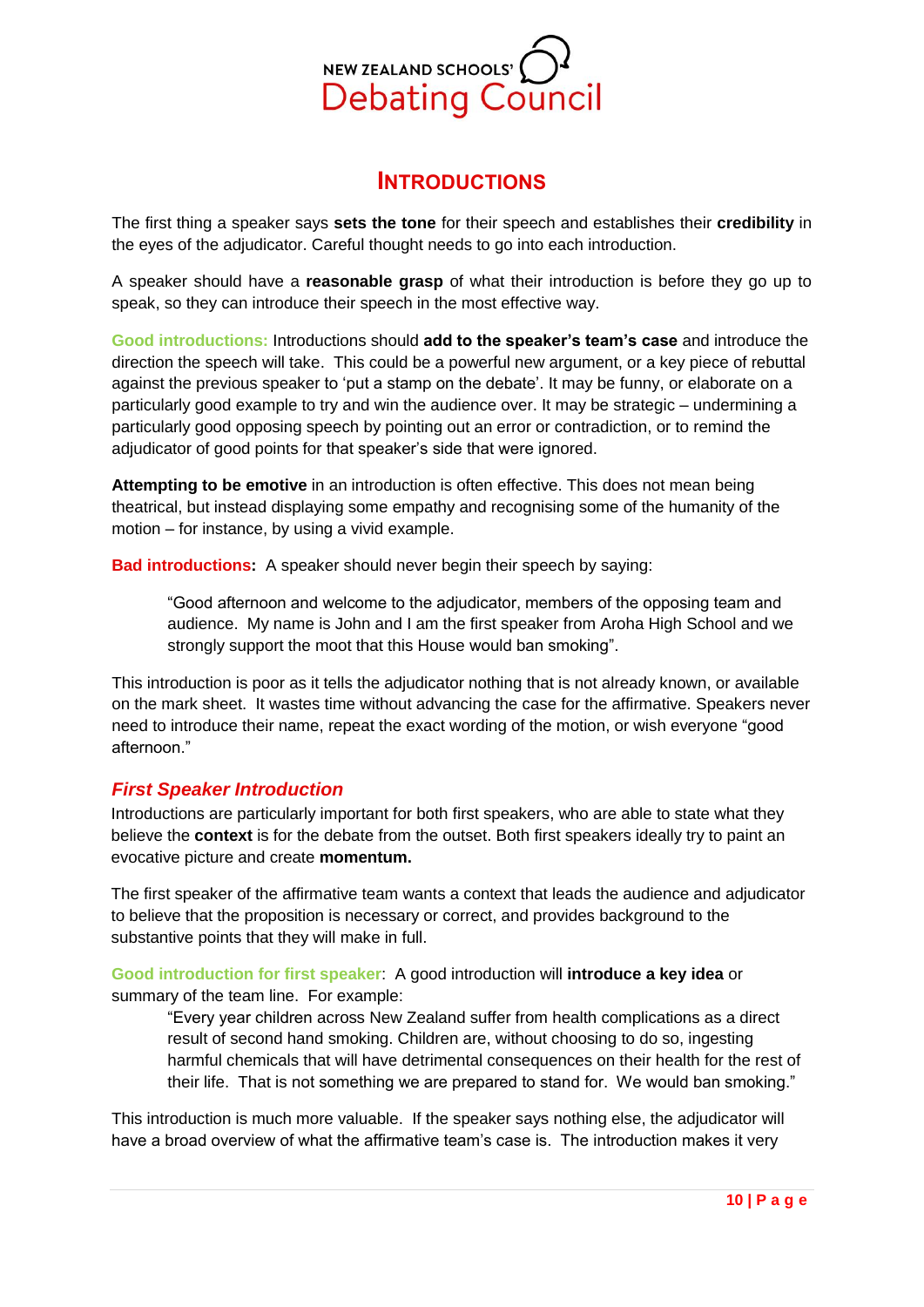## INTRODUCTIONS

The first thing a speaker says **sets the tone** for their speech and establishes their **credibility** in the eyes of the adjudicator. Careful thought needs to go into each introduction.

A speaker should have a **reasonable grasp** of what their introduction is before they go up to speak, so they can introduce their speech in the most effective way.

**Good introductions:** Introductions should **add to the speaker's team's case** and introduce the direction the speech will take. This could be a powerful new argument, or a key piece of rebuttal against the previous speaker to 'put a stamp on the debate'. It may be funny, or elaborate on a particularly good example to try and win the audience over. It may be strategic – undermining a particularly good opposing speech by pointing out an error or contradiction, or to remind the adjudicator of good points for that speaker's side that were ignored.

**Attempting to be emotive** in an introduction is often effective. This does not mean being theatrical, but instead displaying some empathy and recognising some of the humanity of the motion – for instance, by using a vivid example.

**Bad introductions:** A speaker should never begin their speech by saying:

> "Good afternoon and welcome to the adjudicator, members of the opposing team and audience. My name is John and I am the first speaker from Aroha High School and we strongly support the moot that this House would ban smoking".

This introduction is poor as it tells the adjudicator nothing that is not already known, or available on the mark sheet. It wastes time without advancing the case for the affirmative. Speakers never need to introduce their name, repeat the exact wording of the motion, or wish everyone "good afternoon."

### *First Speaker Introduction*

Introductions are particularly important for both first speakers, who are able to state what they believe the **context** is for the debate from the outset. Both first speakers ideally try to paint an evocative picture and create **momentum.**

The first speaker of the affirmative team wants a context that leads the audience and adjudicator to believe that the proposition is necessary or correct, and provides background to the substantive points that they will make in full.

**Good introduction for first speaker**: A good introduction will **introduce a key idea** or summary of the team line. For example:

> "Every year children across New Zealand suffer from health complications as a direct result of second hand smoking. Children are, without choosing to do so, ingesting harmful chemicals that will have detrimental consequences on their health for the rest of their life. That is not something we are prepared to stand for. We would ban smoking."

This introduction is much more valuable. If the speaker says nothing else, the adjudicator will have a broad overview of what the affirmative team's case is. The introduction makes it very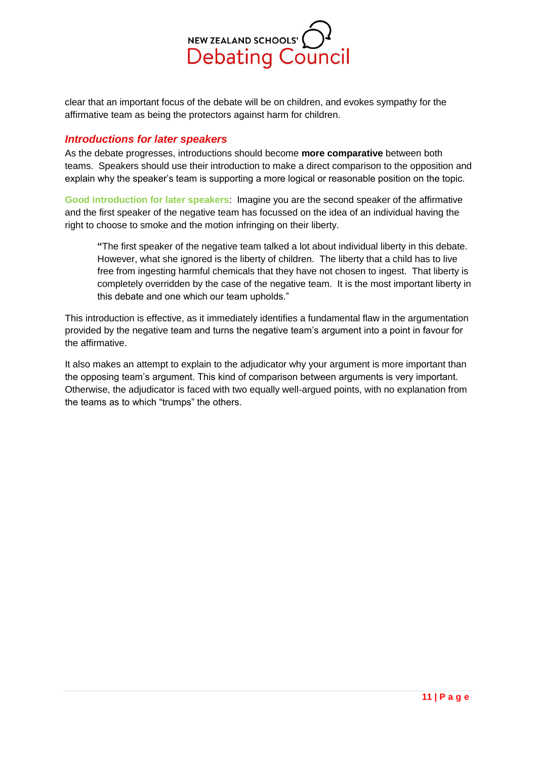clear that an important focus of the debate will be on children, and evokes sympathy for the affirmative team as being the protectors against harm for children.

### *Introductions for later speakers*

As the debate progresses, introductions should become **more comparative** between both teams. Speakers should use their introduction to make a direct comparison to the opposition and explain why the speaker's team is supporting a more logical or reasonable position on the topic.

**Good introduction for later speakers**: Imagine you are the second speaker of the affirmative and the first speaker of the negative team has focussed on the idea of an individual having the right to choose to smoke and the motion infringing on their liberty.

> **"**The first speaker of the negative team talked a lot about individual liberty in this debate. However, what she ignored is the liberty of children. The liberty that a child has to live free from ingesting harmful chemicals that they have not chosen to ingest. That liberty is completely overridden by the case of the negative team. It is the most important liberty in this debate and one which our team upholds."

This introduction is effective, as it immediately identifies a fundamental flaw in the argumentation provided by the negative team and turns the negative team's argument into a point in favour for the affirmative.

It also makes an attempt to explain to the adjudicator why your argument is more important than the opposing team's argument. This kind of comparison between arguments is very important. Otherwise, the adjudicator is faced with two equally well-argued points, with no explanation from the teams as to which "trumps" the others.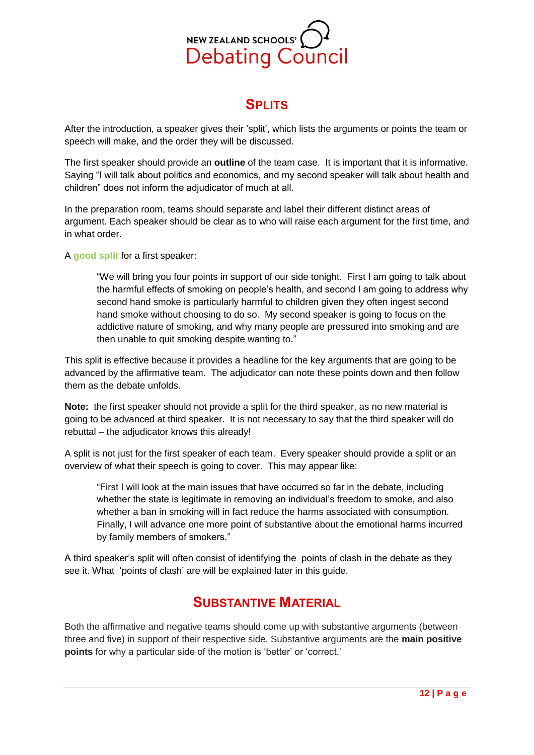## SPLITS

After the introduction, a speaker gives their 'split', which lists the arguments or points the team or speech will make, and the order they will be discussed.

The first speaker should provide an **outline** of the team case. It is important that it is informative. Saying "I will talk about politics and economics, and my second speaker will talk about health and children" does not inform the adjudicator of much at all.

In the preparation room, teams should separate and label their different distinct areas of argument. Each speaker should be clear as to who will raise each argument for the first time, and in what order.

A good split for a first speaker:

> "We will bring you four points in support of our side tonight. First I am going to talk about the harmful effects of smoking on people's health, and second I am going to address why second hand smoke is particularly harmful to children given they often ingest second hand smoke without choosing to do so. My second speaker is going to focus on the addictive nature of smoking, and why many people are pressured into smoking and are then unable to quit smoking despite wanting to."

This split is effective because it provides a headline for the key arguments that are going to be advanced by the affirmative team. The adjudicator can note these points down and then follow them as the debate unfolds.

**Note:** the first speaker should not provide a split for the third speaker, as no new material is going to be advanced at third speaker. It is not necessary to say that the third speaker will do rebuttal – the adjudicator knows this already!

A split is not just for the first speaker of each team. Every speaker should provide a split or an overview of what their speech is going to cover. This may appear like:

> "First I will look at the main issues that have occurred so far in the debate, including whether the state is legitimate in removing an individual's freedom to smoke, and also whether a ban in smoking will in fact reduce the harms associated with consumption. Finally, I will advance one more point of substantive about the emotional harms incurred by family members of smokers."

A third speaker's split will often consist of identifying the points of clash in the debate as they see it. What 'points of clash' are will be explained later in this guide.

## SUBSTANTIVE MATERIAL

Both the affirmative and negative teams should come up with substantive arguments (between three and five) in support of their respective side. Substantive arguments are the **main positive points** for why a particular side of the motion is 'better' or 'correct.'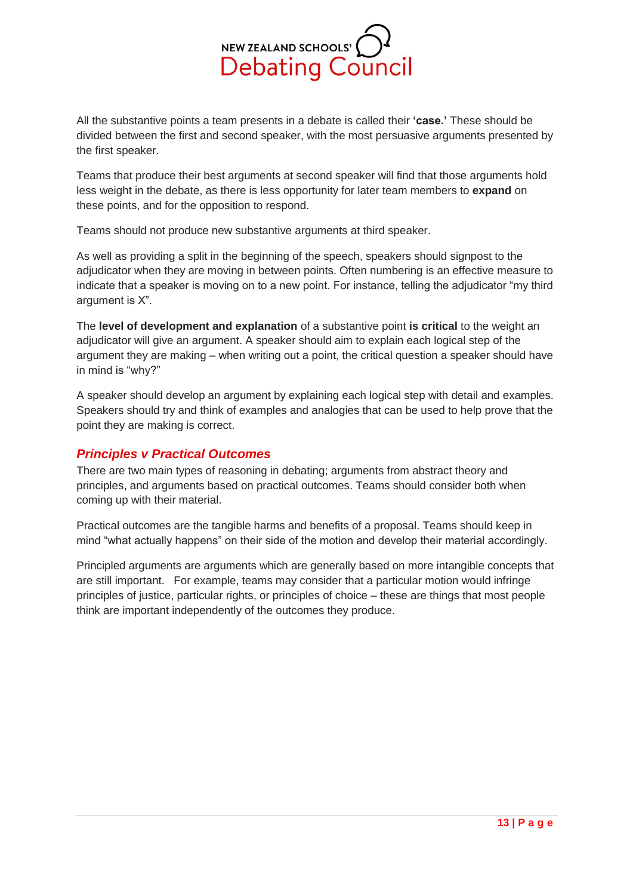All the substantive points a team presents in a debate is called their **'case.'** These should be divided between the first and second speaker, with the most persuasive arguments presented by the first speaker.

Teams that produce their best arguments at second speaker will find that those arguments hold less weight in the debate, as there is less opportunity for later team members to **expand** on these points, and for the opposition to respond.

Teams should not produce new substantive arguments at third speaker.

As well as providing a split in the beginning of the speech, speakers should signpost to the adjudicator when they are moving in between points. Often numbering is an effective measure to indicate that a speaker is moving on to a new point. For instance, telling the adjudicator "my third argument is X".

The **level of development and explanation** of a substantive point **is critical** to the weight an adjudicator will give an argument. A speaker should aim to explain each logical step of the argument they are making – when writing out a point, the critical question a speaker should have in mind is "why?"

A speaker should develop an argument by explaining each logical step with detail and examples. Speakers should try and think of examples and analogies that can be used to help prove that the point they are making is correct.

### *Principles v Practical Outcomes*

There are two main types of reasoning in debating; arguments from abstract theory and principles, and arguments based on practical outcomes. Teams should consider both when coming up with their material.

Practical outcomes are the tangible harms and benefits of a proposal. Teams should keep in mind "what actually happens" on their side of the motion and develop their material accordingly.

Principled arguments are arguments which are generally based on more intangible concepts that are still important. For example, teams may consider that a particular motion would infringe principles of justice, particular rights, or principles of choice – these are things that most people think are important independently of the outcomes they produce.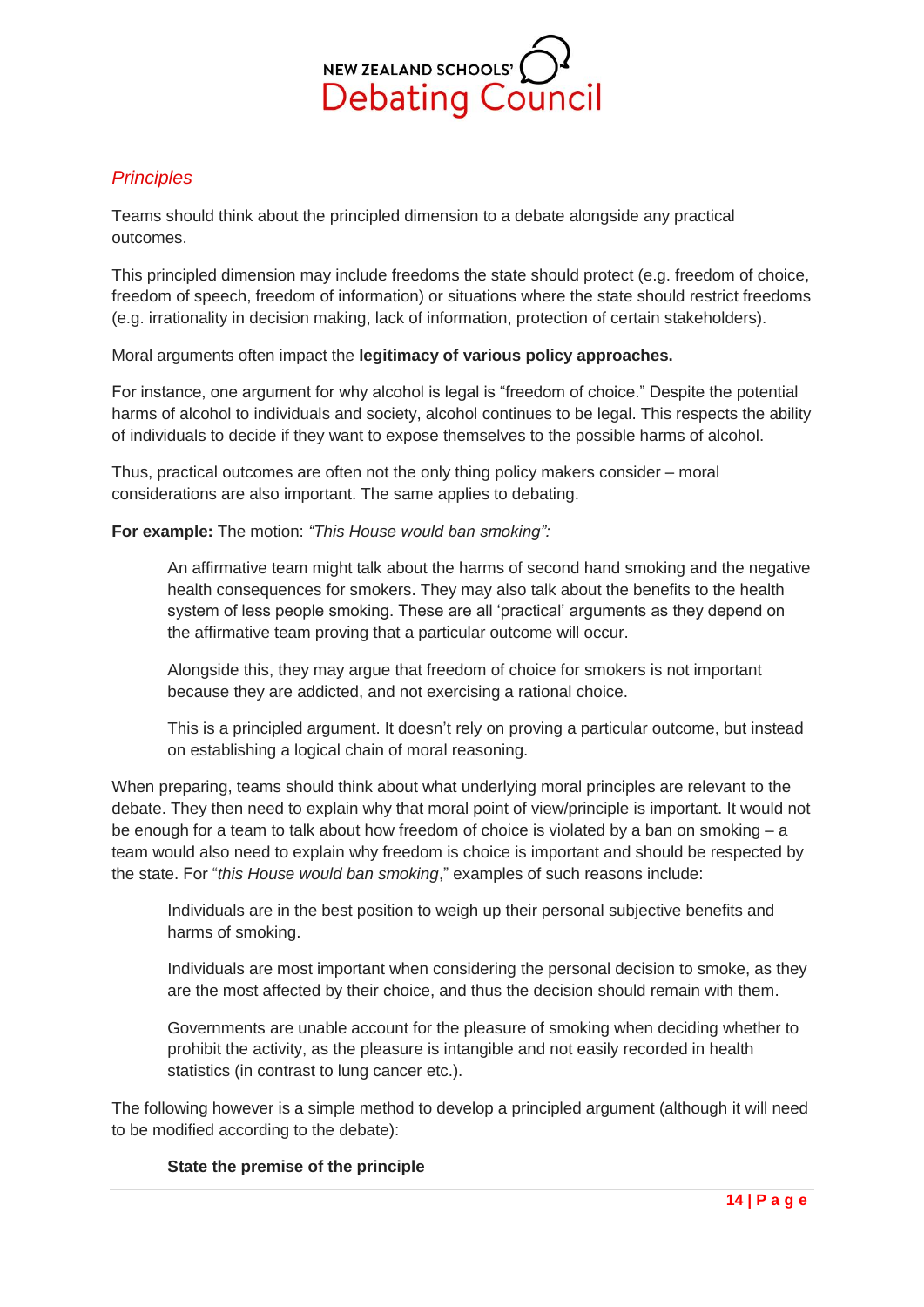## *Principles*

Teams should think about the principled dimension to a debate alongside any practical outcomes.

This principled dimension may include freedoms the state should protect (e.g. freedom of choice, freedom of speech, freedom of information) or situations where the state should restrict freedoms (e.g. irrationality in decision making, lack of information, protection of certain stakeholders).

Moral arguments often impact the **legitimacy of various policy approaches.**

For instance, one argument for why alcohol is legal is "freedom of choice." Despite the potential harms of alcohol to individuals and society, alcohol continues to be legal. This respects the ability of individuals to decide if they want to expose themselves to the possible harms of alcohol.

Thus, practical outcomes are often not the only thing policy makers consider – moral considerations are also important. The same applies to debating.

**For example:** The motion: *"This House would ban smoking":*

> An affirmative team might talk about the harms of second hand smoking and the negative health consequences for smokers. They may also talk about the benefits to the health system of less people smoking. These are all 'practical' arguments as they depend on the affirmative team proving that a particular outcome will occur.
>
> Alongside this, they may argue that freedom of choice for smokers is not important because they are addicted, and not exercising a rational choice.
>
> This is a principled argument. It doesn't rely on proving a particular outcome, but instead on establishing a logical chain of moral reasoning.

When preparing, teams should think about what underlying moral principles are relevant to the debate. They then need to explain why that moral point of view/principle is important. It would not be enough for a team to talk about how freedom of choice is violated by a ban on smoking – a team would also need to explain why freedom is choice is important and should be respected by the state. For "*this House would ban smoking*," examples of such reasons include:

> Individuals are in the best position to weigh up their personal subjective benefits and harms of smoking.
>
> Individuals are most important when considering the personal decision to smoke, as they are the most affected by their choice, and thus the decision should remain with them.
>
> Governments are unable account for the pleasure of smoking when deciding whether to prohibit the activity, as the pleasure is intangible and not easily recorded in health statistics (in contrast to lung cancer etc.).

The following however is a simple method to develop a principled argument (although it will need to be modified according to the debate):

> **State the premise of the principle**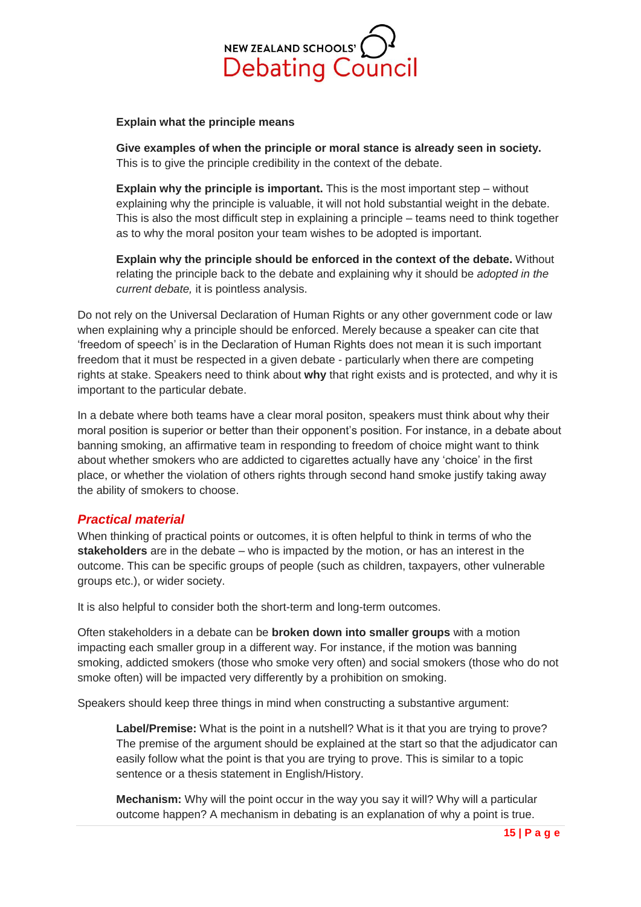**Explain what the principle means**

**Give examples of when the principle or moral stance is already seen in society.** This is to give the principle credibility in the context of the debate.

**Explain why the principle is important.** This is the most important step – without explaining why the principle is valuable, it will not hold substantial weight in the debate. This is also the most difficult step in explaining a principle – teams need to think together as to why the moral positon your team wishes to be adopted is important.

**Explain why the principle should be enforced in the context of the debate.** Without relating the principle back to the debate and explaining why it should be *adopted in the current debate,* it is pointless analysis.

Do not rely on the Universal Declaration of Human Rights or any other government code or law when explaining why a principle should be enforced. Merely because a speaker can cite that 'freedom of speech' is in the Declaration of Human Rights does not mean it is such important freedom that it must be respected in a given debate - particularly when there are competing rights at stake. Speakers need to think about **why** that right exists and is protected, and why it is important to the particular debate.

In a debate where both teams have a clear moral positon, speakers must think about why their moral position is superior or better than their opponent's position. For instance, in a debate about banning smoking, an affirmative team in responding to freedom of choice might want to think about whether smokers who are addicted to cigarettes actually have any 'choice' in the first place, or whether the violation of others rights through second hand smoke justify taking away the ability of smokers to choose.

## *Practical material*

When thinking of practical points or outcomes, it is often helpful to think in terms of who the **stakeholders** are in the debate – who is impacted by the motion, or has an interest in the outcome. This can be specific groups of people (such as children, taxpayers, other vulnerable groups etc.), or wider society.

It is also helpful to consider both the short-term and long-term outcomes.

Often stakeholders in a debate can be **broken down into smaller groups** with a motion impacting each smaller group in a different way. For instance, if the motion was banning smoking, addicted smokers (those who smoke very often) and social smokers (those who do not smoke often) will be impacted very differently by a prohibition on smoking.

Speakers should keep three things in mind when constructing a substantive argument:

**Label/Premise:** What is the point in a nutshell? What is it that you are trying to prove? The premise of the argument should be explained at the start so that the adjudicator can easily follow what the point is that you are trying to prove. This is similar to a topic sentence or a thesis statement in English/History.

**Mechanism:** Why will the point occur in the way you say it will? Why will a particular outcome happen? A mechanism in debating is an explanation of why a point is true.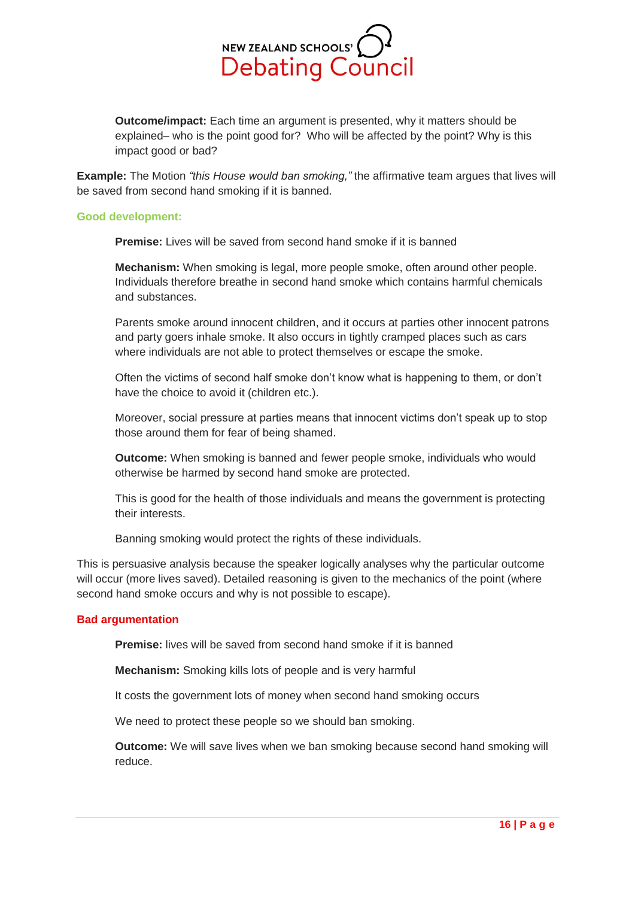**Outcome/impact:** Each time an argument is presented, why it matters should be explained– who is the point good for? Who will be affected by the point? Why is this impact good or bad?

**Example:** The Motion *"this House would ban smoking,"* the affirmative team argues that lives will be saved from second hand smoking if it is banned.

**Good development:**

**Premise:** Lives will be saved from second hand smoke if it is banned

**Mechanism:** When smoking is legal, more people smoke, often around other people. Individuals therefore breathe in second hand smoke which contains harmful chemicals and substances.

Parents smoke around innocent children, and it occurs at parties other innocent patrons and party goers inhale smoke. It also occurs in tightly cramped places such as cars where individuals are not able to protect themselves or escape the smoke.

Often the victims of second half smoke don't know what is happening to them, or don't have the choice to avoid it (children etc.).

Moreover, social pressure at parties means that innocent victims don't speak up to stop those around them for fear of being shamed.

**Outcome:** When smoking is banned and fewer people smoke, individuals who would otherwise be harmed by second hand smoke are protected.

This is good for the health of those individuals and means the government is protecting their interests.

Banning smoking would protect the rights of these individuals.

This is persuasive analysis because the speaker logically analyses why the particular outcome will occur (more lives saved). Detailed reasoning is given to the mechanics of the point (where second hand smoke occurs and why is not possible to escape).

**Bad argumentation**

**Premise:** lives will be saved from second hand smoke if it is banned

**Mechanism:** Smoking kills lots of people and is very harmful

It costs the government lots of money when second hand smoking occurs

We need to protect these people so we should ban smoking.

**Outcome:** We will save lives when we ban smoking because second hand smoking will reduce.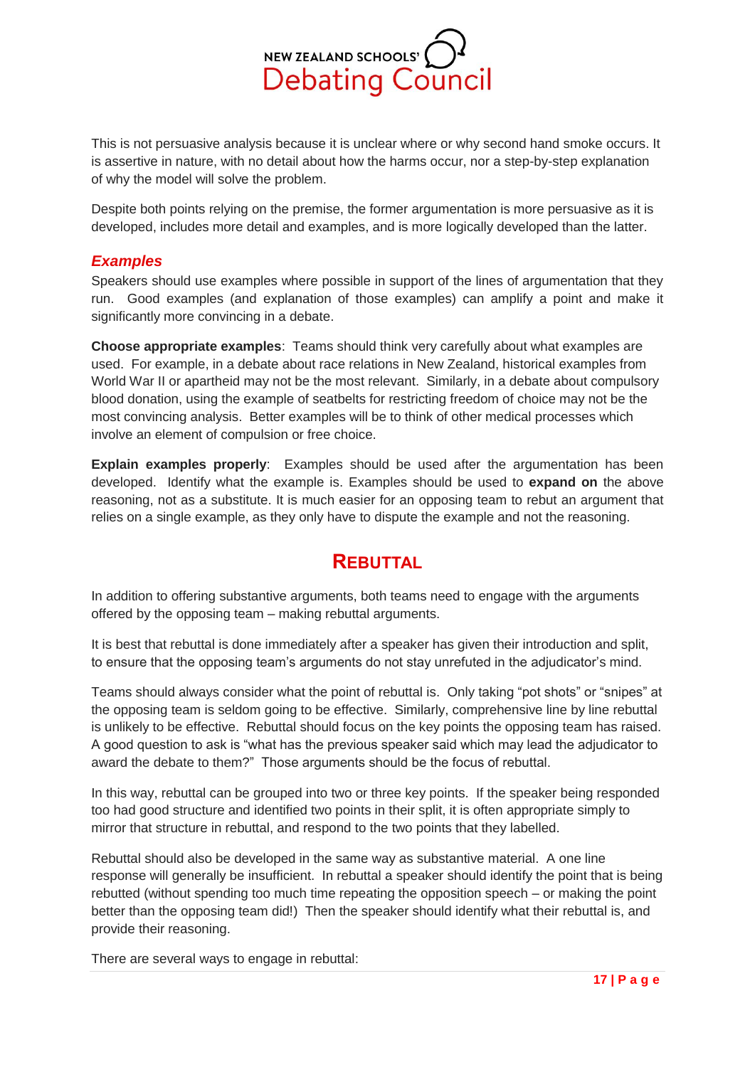This is not persuasive analysis because it is unclear where or why second hand smoke occurs. It is assertive in nature, with no detail about how the harms occur, nor a step-by-step explanation of why the model will solve the problem.

Despite both points relying on the premise, the former argumentation is more persuasive as it is developed, includes more detail and examples, and is more logically developed than the latter.

### *Examples*

Speakers should use examples where possible in support of the lines of argumentation that they run. Good examples (and explanation of those examples) can amplify a point and make it significantly more convincing in a debate.

**Choose appropriate examples**: Teams should think very carefully about what examples are used. For example, in a debate about race relations in New Zealand, historical examples from World War II or apartheid may not be the most relevant. Similarly, in a debate about compulsory blood donation, using the example of seatbelts for restricting freedom of choice may not be the most convincing analysis. Better examples will be to think of other medical processes which involve an element of compulsion or free choice.

**Explain examples properly**: Examples should be used after the argumentation has been developed. Identify what the example is. Examples should be used to **expand on** the above reasoning, not as a substitute. It is much easier for an opposing team to rebut an argument that relies on a single example, as they only have to dispute the example and not the reasoning.

## REBUTTAL

In addition to offering substantive arguments, both teams need to engage with the arguments offered by the opposing team – making rebuttal arguments.

It is best that rebuttal is done immediately after a speaker has given their introduction and split, to ensure that the opposing team's arguments do not stay unrefuted in the adjudicator's mind.

Teams should always consider what the point of rebuttal is. Only taking "pot shots" or "snipes" at the opposing team is seldom going to be effective. Similarly, comprehensive line by line rebuttal is unlikely to be effective. Rebuttal should focus on the key points the opposing team has raised. A good question to ask is "what has the previous speaker said which may lead the adjudicator to award the debate to them?" Those arguments should be the focus of rebuttal.

In this way, rebuttal can be grouped into two or three key points. If the speaker being responded too had good structure and identified two points in their split, it is often appropriate simply to mirror that structure in rebuttal, and respond to the two points that they labelled.

Rebuttal should also be developed in the same way as substantive material. A one line response will generally be insufficient. In rebuttal a speaker should identify the point that is being rebutted (without spending too much time repeating the opposition speech – or making the point better than the opposing team did!) Then the speaker should identify what their rebuttal is, and provide their reasoning.

There are several ways to engage in rebuttal: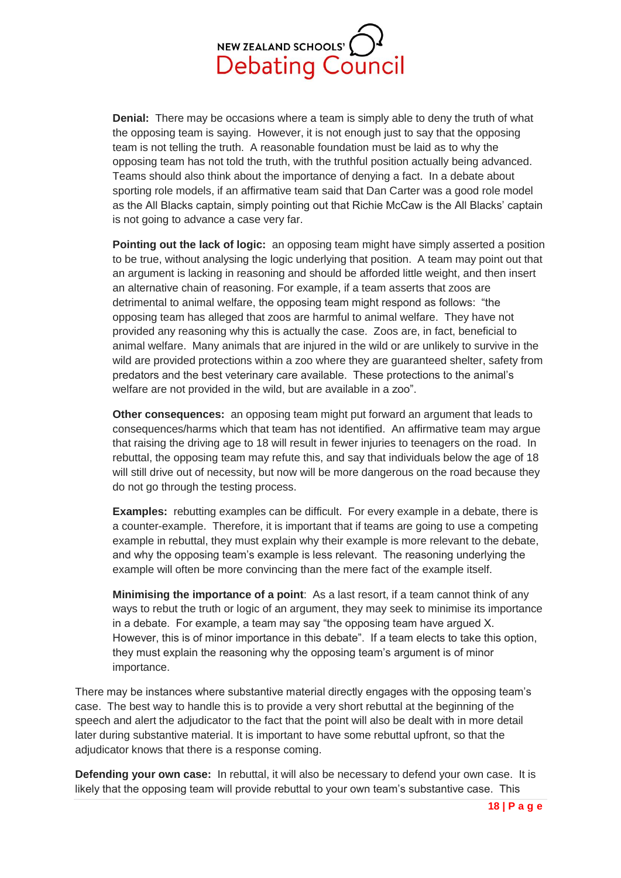**Denial:** There may be occasions where a team is simply able to deny the truth of what the opposing team is saying. However, it is not enough just to say that the opposing team is not telling the truth. A reasonable foundation must be laid as to why the opposing team has not told the truth, with the truthful position actually being advanced. Teams should also think about the importance of denying a fact. In a debate about sporting role models, if an affirmative team said that Dan Carter was a good role model as the All Blacks captain, simply pointing out that Richie McCaw is the All Blacks' captain is not going to advance a case very far.

**Pointing out the lack of logic:** an opposing team might have simply asserted a position to be true, without analysing the logic underlying that position. A team may point out that an argument is lacking in reasoning and should be afforded little weight, and then insert an alternative chain of reasoning. For example, if a team asserts that zoos are detrimental to animal welfare, the opposing team might respond as follows: "the opposing team has alleged that zoos are harmful to animal welfare. They have not provided any reasoning why this is actually the case. Zoos are, in fact, beneficial to animal welfare. Many animals that are injured in the wild or are unlikely to survive in the wild are provided protections within a zoo where they are guaranteed shelter, safety from predators and the best veterinary care available. These protections to the animal's welfare are not provided in the wild, but are available in a zoo".

**Other consequences:** an opposing team might put forward an argument that leads to consequences/harms which that team has not identified. An affirmative team may argue that raising the driving age to 18 will result in fewer injuries to teenagers on the road. In rebuttal, the opposing team may refute this, and say that individuals below the age of 18 will still drive out of necessity, but now will be more dangerous on the road because they do not go through the testing process.

**Examples:** rebutting examples can be difficult. For every example in a debate, there is a counter-example. Therefore, it is important that if teams are going to use a competing example in rebuttal, they must explain why their example is more relevant to the debate, and why the opposing team's example is less relevant. The reasoning underlying the example will often be more convincing than the mere fact of the example itself.

**Minimising the importance of a point**: As a last resort, if a team cannot think of any ways to rebut the truth or logic of an argument, they may seek to minimise its importance in a debate. For example, a team may say "the opposing team have argued X. However, this is of minor importance in this debate". If a team elects to take this option, they must explain the reasoning why the opposing team's argument is of minor importance.

There may be instances where substantive material directly engages with the opposing team's case. The best way to handle this is to provide a very short rebuttal at the beginning of the speech and alert the adjudicator to the fact that the point will also be dealt with in more detail later during substantive material. It is important to have some rebuttal upfront, so that the adjudicator knows that there is a response coming.

**Defending your own case:** In rebuttal, it will also be necessary to defend your own case. It is likely that the opposing team will provide rebuttal to your own team's substantive case. This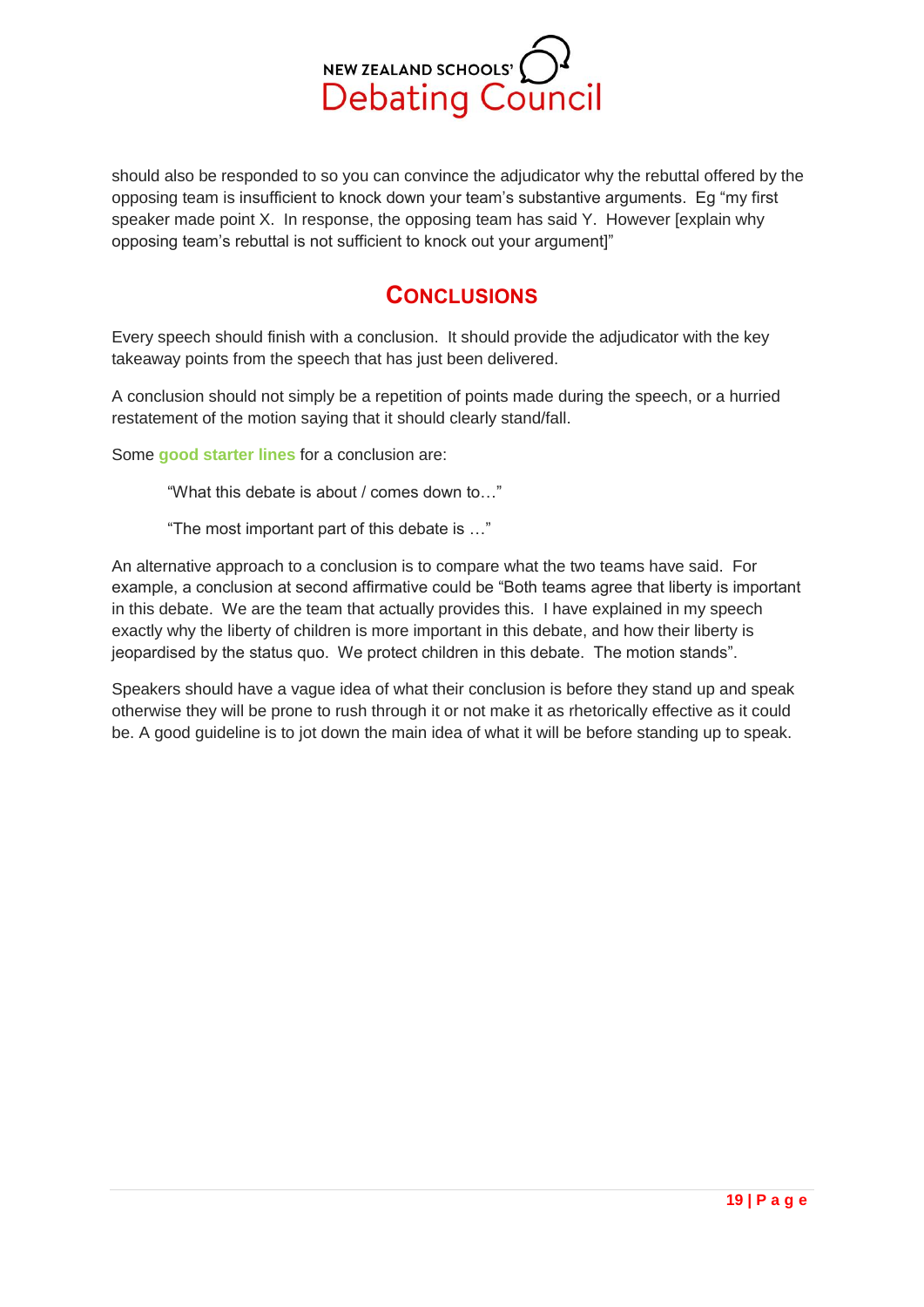should also be responded to so you can convince the adjudicator why the rebuttal offered by the opposing team is insufficient to knock down your team's substantive arguments. Eg "my first speaker made point X. In response, the opposing team has said Y. However [explain why opposing team's rebuttal is not sufficient to knock out your argument]"

## Conclusions

Every speech should finish with a conclusion. It should provide the adjudicator with the key takeaway points from the speech that has just been delivered.

A conclusion should not simply be a repetition of points made during the speech, or a hurried restatement of the motion saying that it should clearly stand/fall.

Some **good starter lines** for a conclusion are:

> "What this debate is about / comes down to…"
>
> "The most important part of this debate is …"

An alternative approach to a conclusion is to compare what the two teams have said. For example, a conclusion at second affirmative could be "Both teams agree that liberty is important in this debate. We are the team that actually provides this. I have explained in my speech exactly why the liberty of children is more important in this debate, and how their liberty is jeopardised by the status quo. We protect children in this debate. The motion stands".

Speakers should have a vague idea of what their conclusion is before they stand up and speak otherwise they will be prone to rush through it or not make it as rhetorically effective as it could be. A good guideline is to jot down the main idea of what it will be before standing up to speak.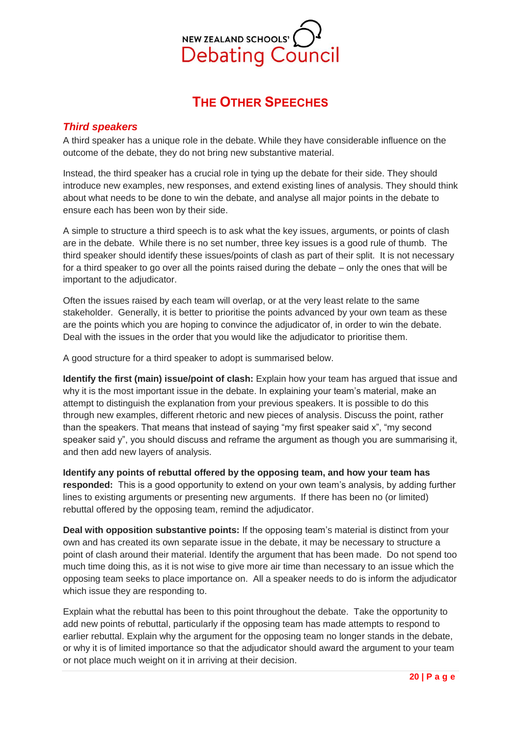# The Other Speeches

## *Third speakers*

A third speaker has a unique role in the debate. While they have considerable influence on the outcome of the debate, they do not bring new substantive material.

Instead, the third speaker has a crucial role in tying up the debate for their side. They should introduce new examples, new responses, and extend existing lines of analysis. They should think about what needs to be done to win the debate, and analyse all major points in the debate to ensure each has been won by their side.

A simple to structure a third speech is to ask what the key issues, arguments, or points of clash are in the debate. While there is no set number, three key issues is a good rule of thumb. The third speaker should identify these issues/points of clash as part of their split. It is not necessary for a third speaker to go over all the points raised during the debate – only the ones that will be important to the adjudicator.

Often the issues raised by each team will overlap, or at the very least relate to the same stakeholder. Generally, it is better to prioritise the points advanced by your own team as these are the points which you are hoping to convince the adjudicator of, in order to win the debate. Deal with the issues in the order that you would like the adjudicator to prioritise them.

A good structure for a third speaker to adopt is summarised below.

**Identify the first (main) issue/point of clash:** Explain how your team has argued that issue and why it is the most important issue in the debate. In explaining your team's material, make an attempt to distinguish the explanation from your previous speakers. It is possible to do this through new examples, different rhetoric and new pieces of analysis. Discuss the point, rather than the speakers. That means that instead of saying "my first speaker said x", "my second speaker said y", you should discuss and reframe the argument as though you are summarising it, and then add new layers of analysis.

**Identify any points of rebuttal offered by the opposing team, and how your team has responded:** This is a good opportunity to extend on your own team's analysis, by adding further lines to existing arguments or presenting new arguments. If there has been no (or limited) rebuttal offered by the opposing team, remind the adjudicator.

**Deal with opposition substantive points:** If the opposing team's material is distinct from your own and has created its own separate issue in the debate, it may be necessary to structure a point of clash around their material. Identify the argument that has been made. Do not spend too much time doing this, as it is not wise to give more air time than necessary to an issue which the opposing team seeks to place importance on. All a speaker needs to do is inform the adjudicator which issue they are responding to.

Explain what the rebuttal has been to this point throughout the debate. Take the opportunity to add new points of rebuttal, particularly if the opposing team has made attempts to respond to earlier rebuttal. Explain why the argument for the opposing team no longer stands in the debate, or why it is of limited importance so that the adjudicator should award the argument to your team or not place much weight on it in arriving at their decision.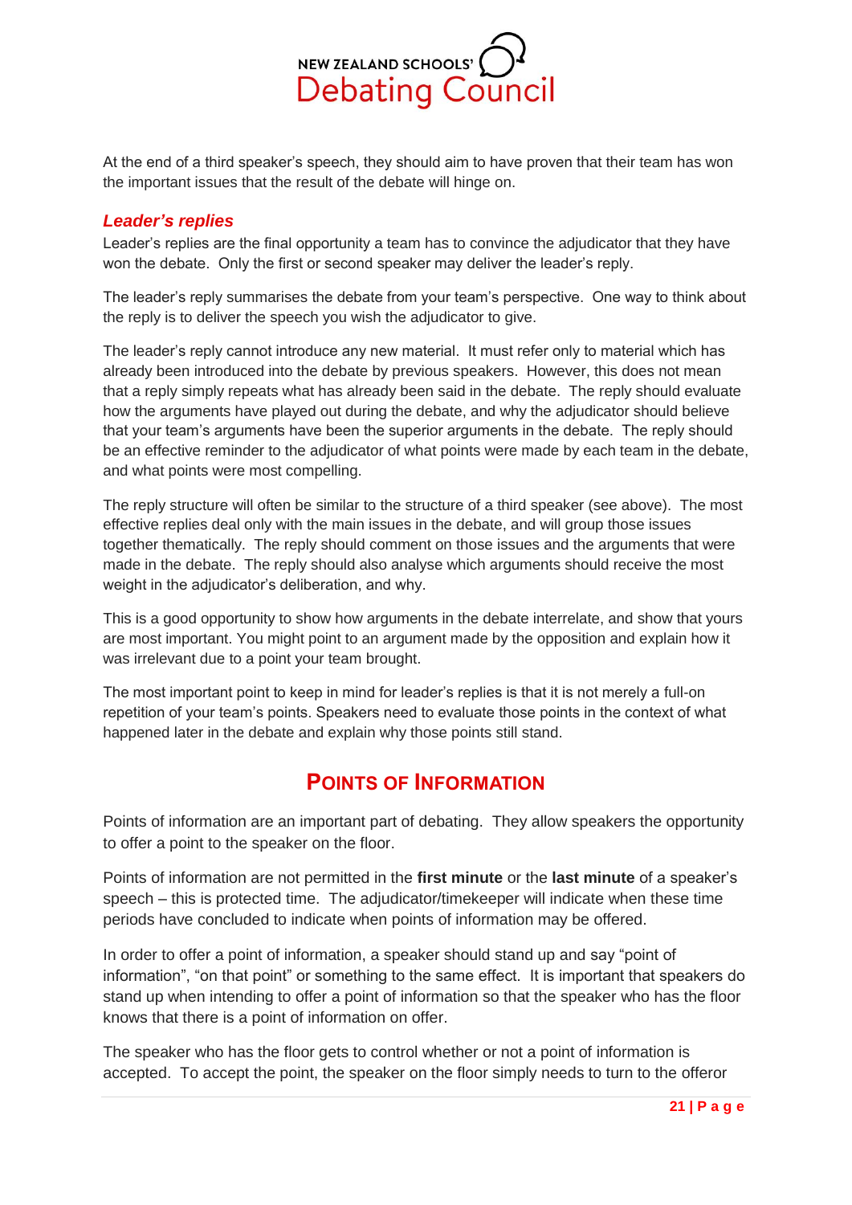At the end of a third speaker's speech, they should aim to have proven that their team has won the important issues that the result of the debate will hinge on.

### *Leader's replies*

Leader's replies are the final opportunity a team has to convince the adjudicator that they have won the debate. Only the first or second speaker may deliver the leader's reply.

The leader's reply summarises the debate from your team's perspective. One way to think about the reply is to deliver the speech you wish the adjudicator to give.

The leader's reply cannot introduce any new material. It must refer only to material which has already been introduced into the debate by previous speakers. However, this does not mean that a reply simply repeats what has already been said in the debate. The reply should evaluate how the arguments have played out during the debate, and why the adjudicator should believe that your team's arguments have been the superior arguments in the debate. The reply should be an effective reminder to the adjudicator of what points were made by each team in the debate, and what points were most compelling.

The reply structure will often be similar to the structure of a third speaker (see above). The most effective replies deal only with the main issues in the debate, and will group those issues together thematically. The reply should comment on those issues and the arguments that were made in the debate. The reply should also analyse which arguments should receive the most weight in the adjudicator's deliberation, and why.

This is a good opportunity to show how arguments in the debate interrelate, and show that yours are most important. You might point to an argument made by the opposition and explain how it was irrelevant due to a point your team brought.

The most important point to keep in mind for leader's replies is that it is not merely a full-on repetition of your team's points. Speakers need to evaluate those points in the context of what happened later in the debate and explain why those points still stand.

## Points of Information

Points of information are an important part of debating. They allow speakers the opportunity to offer a point to the speaker on the floor.

Points of information are not permitted in the **first minute** or the **last minute** of a speaker's speech – this is protected time. The adjudicator/timekeeper will indicate when these time periods have concluded to indicate when points of information may be offered.

In order to offer a point of information, a speaker should stand up and say "point of information", "on that point" or something to the same effect. It is important that speakers do stand up when intending to offer a point of information so that the speaker who has the floor knows that there is a point of information on offer.

The speaker who has the floor gets to control whether or not a point of information is accepted. To accept the point, the speaker on the floor simply needs to turn to the offeror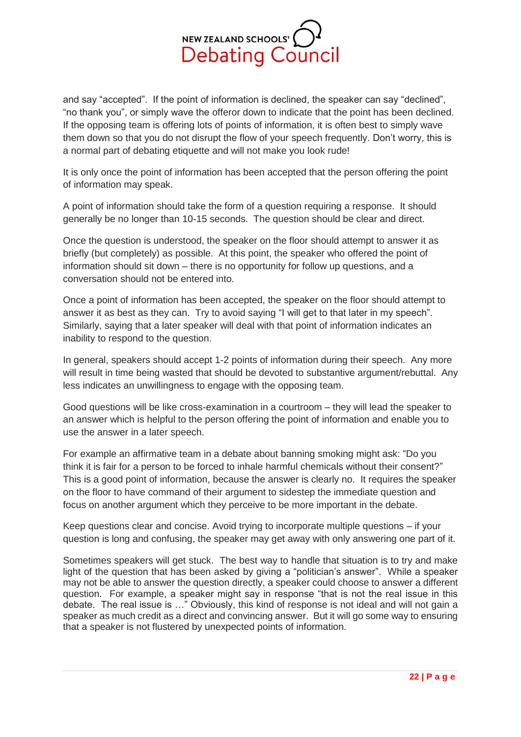and say “accepted”. If the point of information is declined, the speaker can say “declined”, “no thank you”, or simply wave the offeror down to indicate that the point has been declined. If the opposing team is offering lots of points of information, it is often best to simply wave them down so that you do not disrupt the flow of your speech frequently. Don’t worry, this is a normal part of debating etiquette and will not make you look rude!

It is only once the point of information has been accepted that the person offering the point of information may speak.

A point of information should take the form of a question requiring a response. It should generally be no longer than 10-15 seconds. The question should be clear and direct.

Once the question is understood, the speaker on the floor should attempt to answer it as briefly (but completely) as possible. At this point, the speaker who offered the point of information should sit down – there is no opportunity for follow up questions, and a conversation should not be entered into.

Once a point of information has been accepted, the speaker on the floor should attempt to answer it as best as they can. Try to avoid saying “I will get to that later in my speech”. Similarly, saying that a later speaker will deal with that point of information indicates an inability to respond to the question.

In general, speakers should accept 1-2 points of information during their speech. Any more will result in time being wasted that should be devoted to substantive argument/rebuttal. Any less indicates an unwillingness to engage with the opposing team.

Good questions will be like cross-examination in a courtroom – they will lead the speaker to an answer which is helpful to the person offering the point of information and enable you to use the answer in a later speech.

For example an affirmative team in a debate about banning smoking might ask: “Do you think it is fair for a person to be forced to inhale harmful chemicals without their consent?” This is a good point of information, because the answer is clearly no. It requires the speaker on the floor to have command of their argument to sidestep the immediate question and focus on another argument which they perceive to be more important in the debate.

Keep questions clear and concise. Avoid trying to incorporate multiple questions – if your question is long and confusing, the speaker may get away with only answering one part of it.

Sometimes speakers will get stuck. The best way to handle that situation is to try and make light of the question that has been asked by giving a “politician’s answer”. While a speaker may not be able to answer the question directly, a speaker could choose to answer a different question. For example, a speaker might say in response “that is not the real issue in this debate. The real issue is …” Obviously, this kind of response is not ideal and will not gain a speaker as much credit as a direct and convincing answer. But it will go some way to ensuring that a speaker is not flustered by unexpected points of information.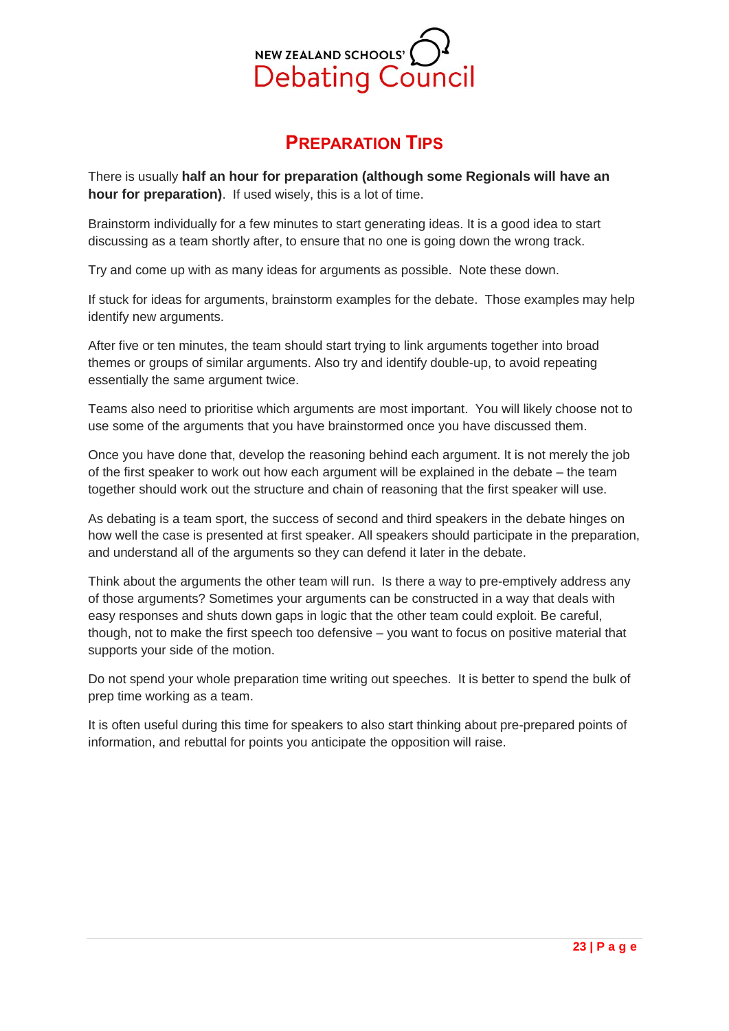## Preparation Tips

There is usually **half an hour for preparation (although some Regionals will have an hour for preparation)**. If used wisely, this is a lot of time.

Brainstorm individually for a few minutes to start generating ideas. It is a good idea to start discussing as a team shortly after, to ensure that no one is going down the wrong track.

Try and come up with as many ideas for arguments as possible. Note these down.

If stuck for ideas for arguments, brainstorm examples for the debate. Those examples may help identify new arguments.

After five or ten minutes, the team should start trying to link arguments together into broad themes or groups of similar arguments. Also try and identify double-up, to avoid repeating essentially the same argument twice.

Teams also need to prioritise which arguments are most important. You will likely choose not to use some of the arguments that you have brainstormed once you have discussed them.

Once you have done that, develop the reasoning behind each argument. It is not merely the job of the first speaker to work out how each argument will be explained in the debate – the team together should work out the structure and chain of reasoning that the first speaker will use.

As debating is a team sport, the success of second and third speakers in the debate hinges on how well the case is presented at first speaker. All speakers should participate in the preparation, and understand all of the arguments so they can defend it later in the debate.

Think about the arguments the other team will run. Is there a way to pre-emptively address any of those arguments? Sometimes your arguments can be constructed in a way that deals with easy responses and shuts down gaps in logic that the other team could exploit. Be careful, though, not to make the first speech too defensive – you want to focus on positive material that supports your side of the motion.

Do not spend your whole preparation time writing out speeches. It is better to spend the bulk of prep time working as a team.

It is often useful during this time for speakers to also start thinking about pre-prepared points of information, and rebuttal for points you anticipate the opposition will raise.